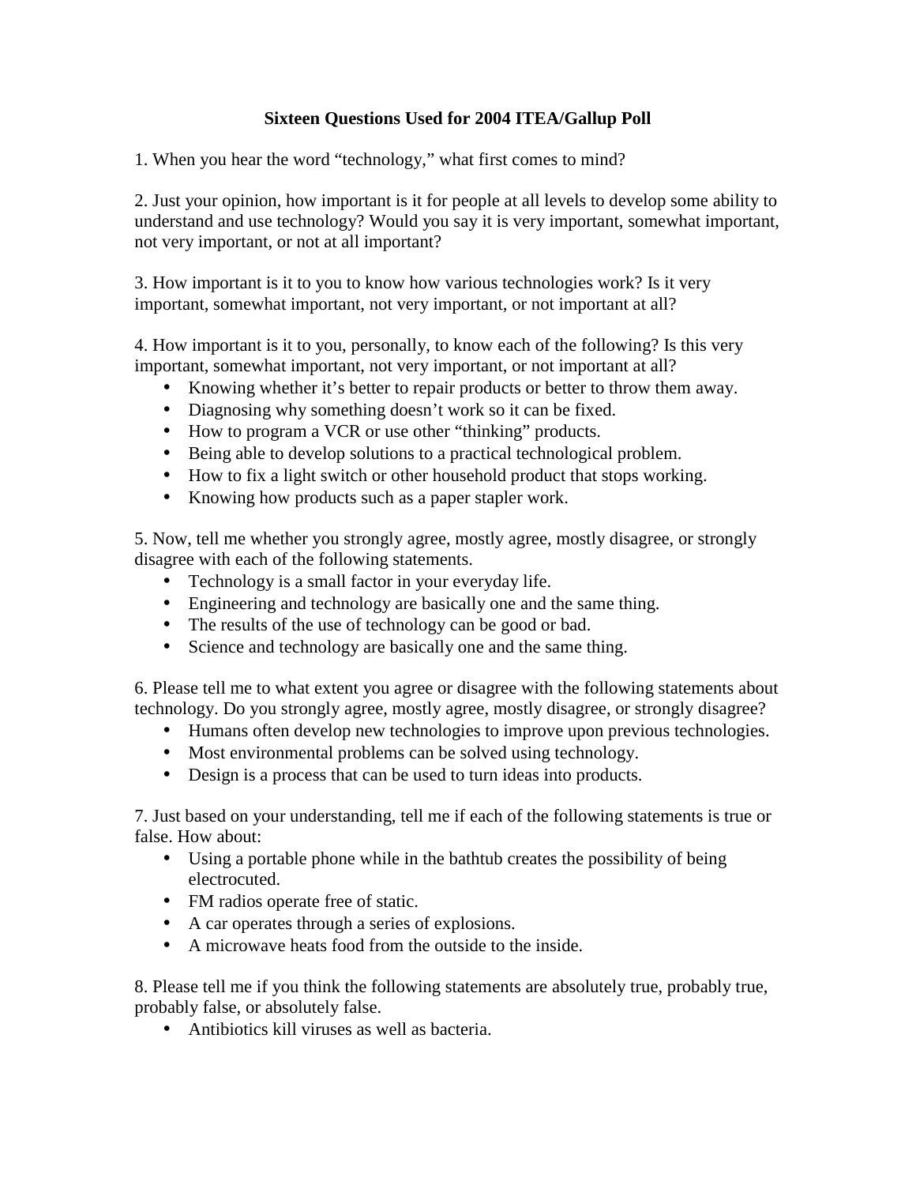# Sixteen Questions Used for 2004 ITEA/Gallup Poll

1. When you hear the word "technology," what first comes to mind?

2. Just your opinion, how important is it for people at all levels to develop some ability to understand and use technology? Would you say it is very important, somewhat important, not very important, or not at all important?

3. How important is it to you to know how various technologies work? Is it very important, somewhat important, not very important, or not important at all?

4. How important is it to you, personally, to know each of the following? Is this very important, somewhat important, not very important, or not important at all?

- Knowing whether it's better to repair products or better to throw them away.
- Diagnosing why something doesn't work so it can be fixed.
- How to program a VCR or use other "thinking" products.
- Being able to develop solutions to a practical technological problem.
- How to fix a light switch or other household product that stops working.
- Knowing how products such as a paper stapler work.

5. Now, tell me whether you strongly agree, mostly agree, mostly disagree, or strongly disagree with each of the following statements.

- Technology is a small factor in your everyday life.
- Engineering and technology are basically one and the same thing.
- The results of the use of technology can be good or bad.
- Science and technology are basically one and the same thing.

6. Please tell me to what extent you agree or disagree with the following statements about technology. Do you strongly agree, mostly agree, mostly disagree, or strongly disagree?

- Humans often develop new technologies to improve upon previous technologies.
- Most environmental problems can be solved using technology.
- Design is a process that can be used to turn ideas into products.

7. Just based on your understanding, tell me if each of the following statements is true or false. How about:

- Using a portable phone while in the bathtub creates the possibility of being electrocuted.
- FM radios operate free of static.
- A car operates through a series of explosions.
- A microwave heats food from the outside to the inside.

8. Please tell me if you think the following statements are absolutely true, probably true, probably false, or absolutely false.

- Antibiotics kill viruses as well as bacteria.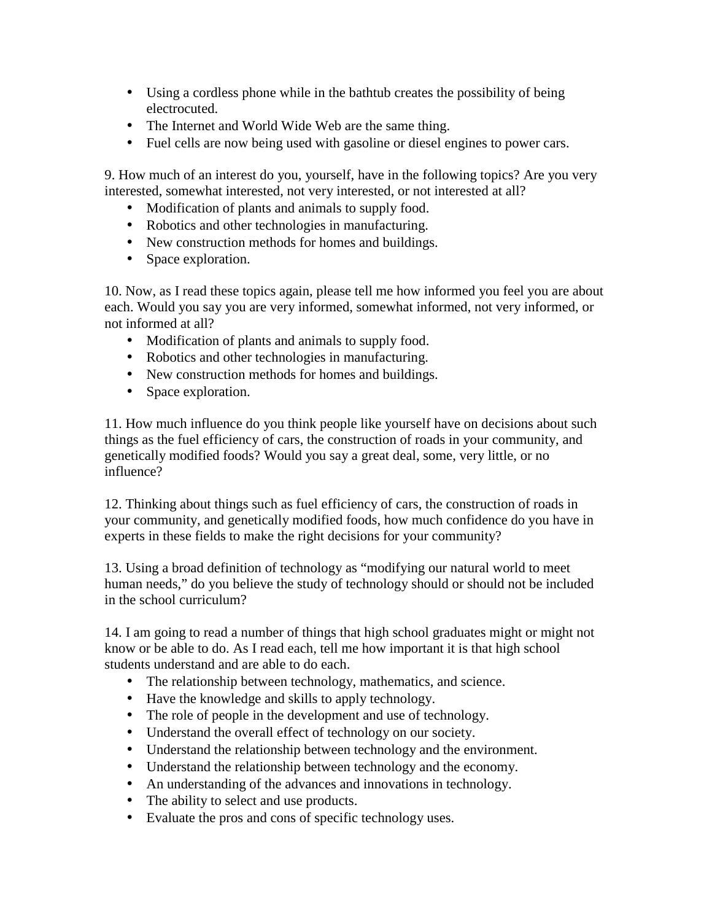- Using a cordless phone while in the bathtub creates the possibility of being electrocuted.
- The Internet and World Wide Web are the same thing.
- Fuel cells are now being used with gasoline or diesel engines to power cars.

9. How much of an interest do you, yourself, have in the following topics? Are you very interested, somewhat interested, not very interested, or not interested at all?

- Modification of plants and animals to supply food.
- Robotics and other technologies in manufacturing.
- New construction methods for homes and buildings.
- Space exploration.

10. Now, as I read these topics again, please tell me how informed you feel you are about each. Would you say you are very informed, somewhat informed, not very informed, or not informed at all?

- Modification of plants and animals to supply food.
- Robotics and other technologies in manufacturing.
- New construction methods for homes and buildings.
- Space exploration.

11. How much influence do you think people like yourself have on decisions about such things as the fuel efficiency of cars, the construction of roads in your community, and genetically modified foods? Would you say a great deal, some, very little, or no influence?

12. Thinking about things such as fuel efficiency of cars, the construction of roads in your community, and genetically modified foods, how much confidence do you have in experts in these fields to make the right decisions for your community?

13. Using a broad definition of technology as "modifying our natural world to meet human needs," do you believe the study of technology should or should not be included in the school curriculum?

14. I am going to read a number of things that high school graduates might or might not know or be able to do. As I read each, tell me how important it is that high school students understand and are able to do each.

- The relationship between technology, mathematics, and science.
- Have the knowledge and skills to apply technology.
- The role of people in the development and use of technology.
- Understand the overall effect of technology on our society.
- Understand the relationship between technology and the environment.
- Understand the relationship between technology and the economy.
- An understanding of the advances and innovations in technology.
- The ability to select and use products.
- Evaluate the pros and cons of specific technology uses.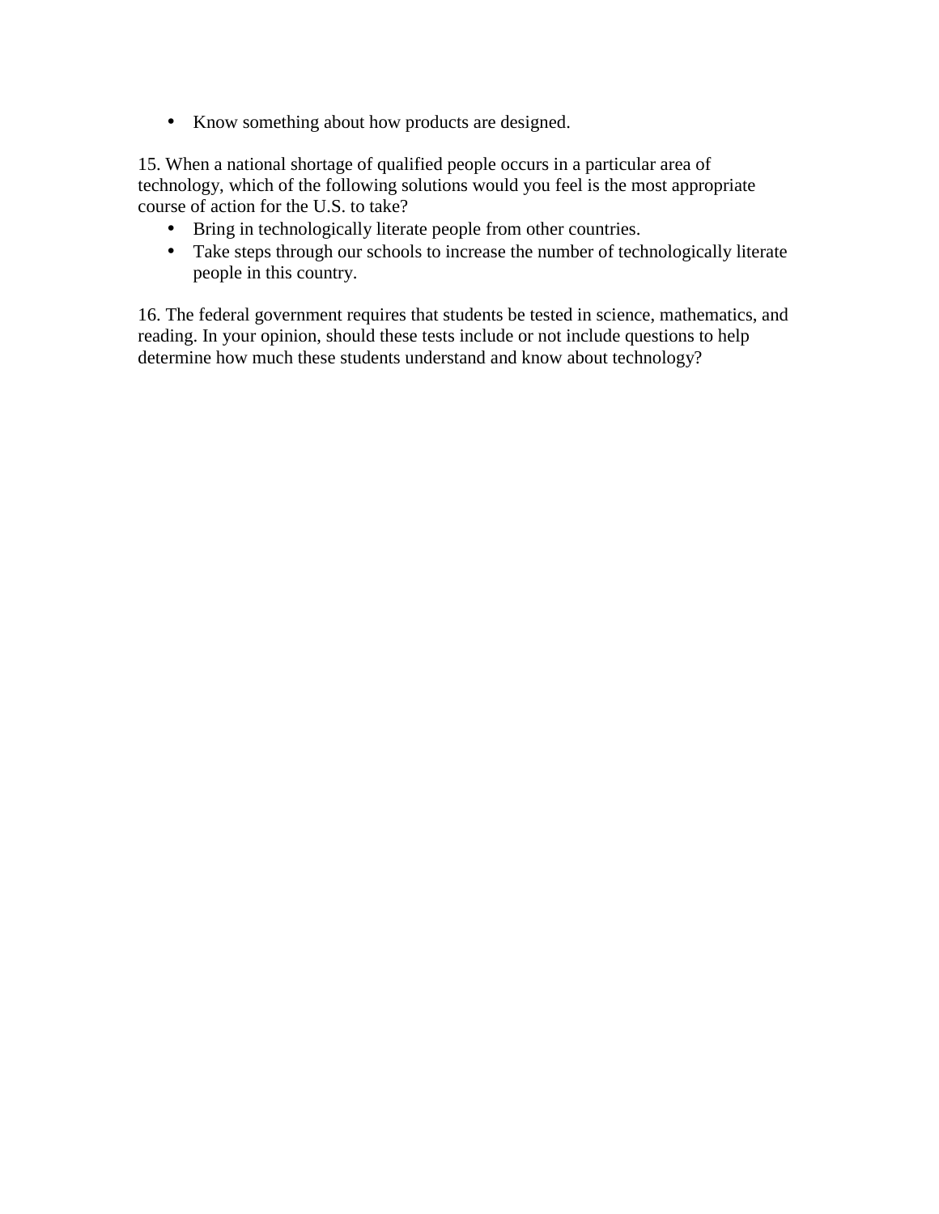- Know something about how products are designed.

15. When a national shortage of qualified people occurs in a particular area of technology, which of the following solutions would you feel is the most appropriate course of action for the U.S. to take?
    - Bring in technologically literate people from other countries.
    - Take steps through our schools to increase the number of technologically literate people in this country.

16. The federal government requires that students be tested in science, mathematics, and reading. In your opinion, should these tests include or not include questions to help determine how much these students understand and know about technology?